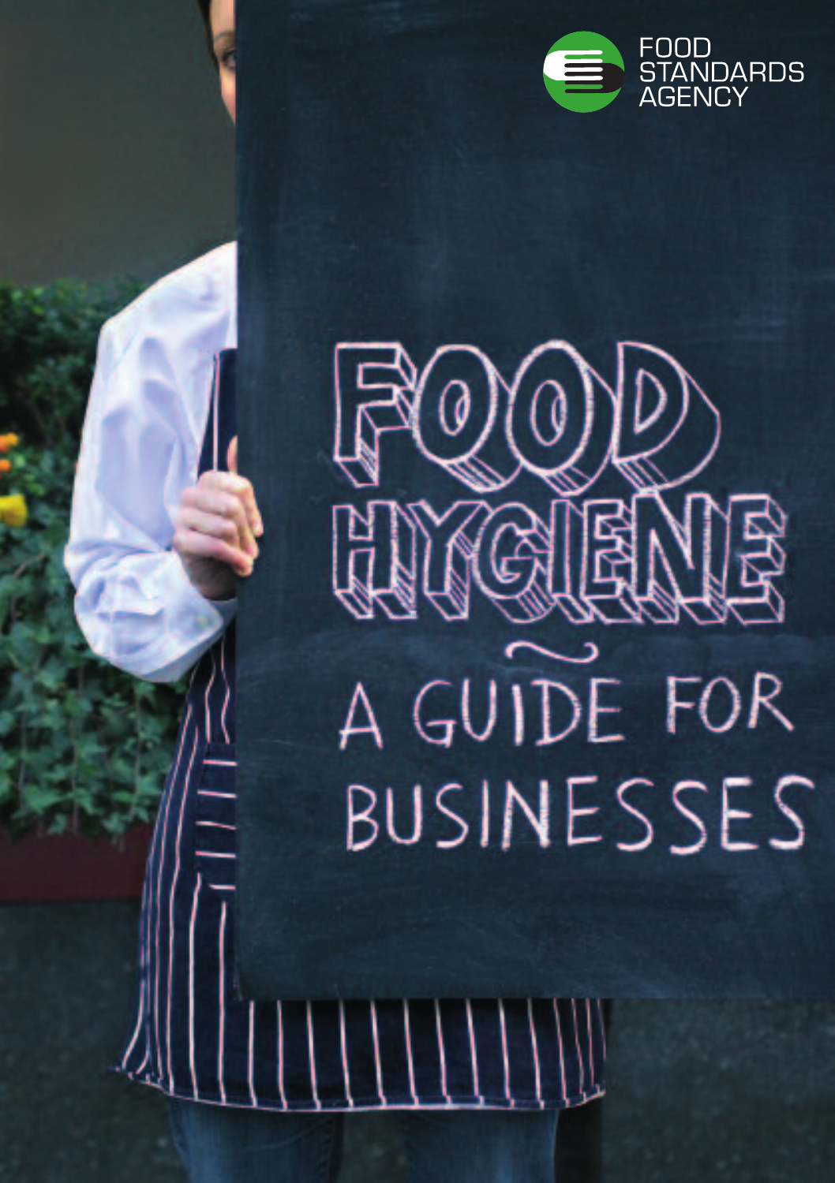FOOD STANDARDS AGENCY

# FOOD HYGIENE

## A GUIDE FOR BUSINESSES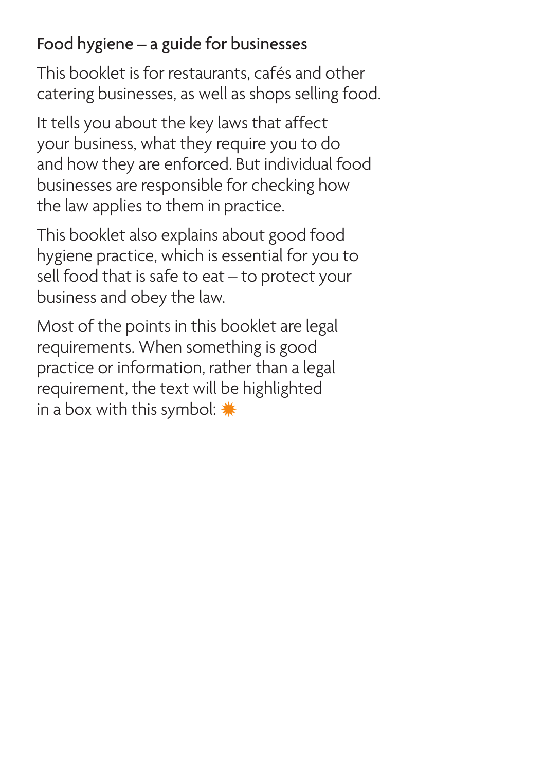## Food hygiene – a guide for businesses

This booklet is for restaurants, cafés and other catering businesses, as well as shops selling food.

It tells you about the key laws that affect your business, what they require you to do and how they are enforced. But individual food businesses are responsible for checking how the law applies to them in practice.

This booklet also explains about good food hygiene practice, which is essential for you to sell food that is safe to eat – to protect your business and obey the law.

Most of the points in this booklet are legal requirements. When something is good practice or information, rather than a legal requirement, the text will be highlighted in a box with this symbol: ✸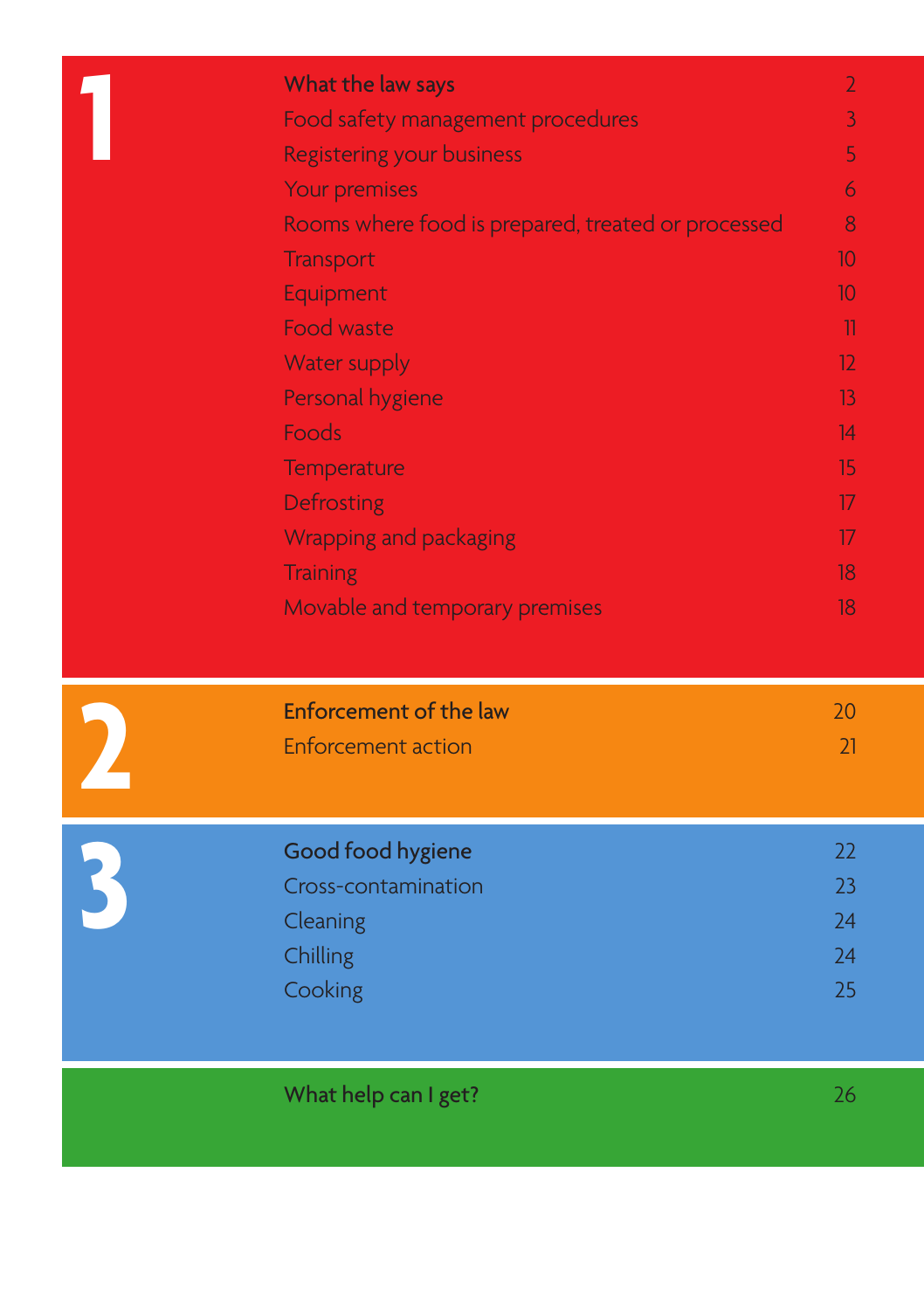## 1

| | |
|---|---|
| **What the law says** | 2 |
| Food safety management procedures | 3 |
| Registering your business | 5 |
| Your premises | 6 |
| Rooms where food is prepared, treated or processed | 8 |
| Transport | 10 |
| Equipment | 10 |
| Food waste | 11 |
| Water supply | 12 |
| Personal hygiene | 13 |
| Foods | 14 |
| Temperature | 15 |
| Defrosting | 17 |
| Wrapping and packaging | 17 |
| Training | 18 |
| Movable and temporary premises | 18 |

## 2

| | |
|---|---|
| **Enforcement of the law** | 20 |
| Enforcement action | 21 |

## 3

| | |
|---|---|
| **Good food hygiene** | 22 |
| Cross-contamination | 23 |
| Cleaning | 24 |
| Chilling | 24 |
| Cooking | 25 |

| | |
|---|---|
| **What help can I get?** | 26 |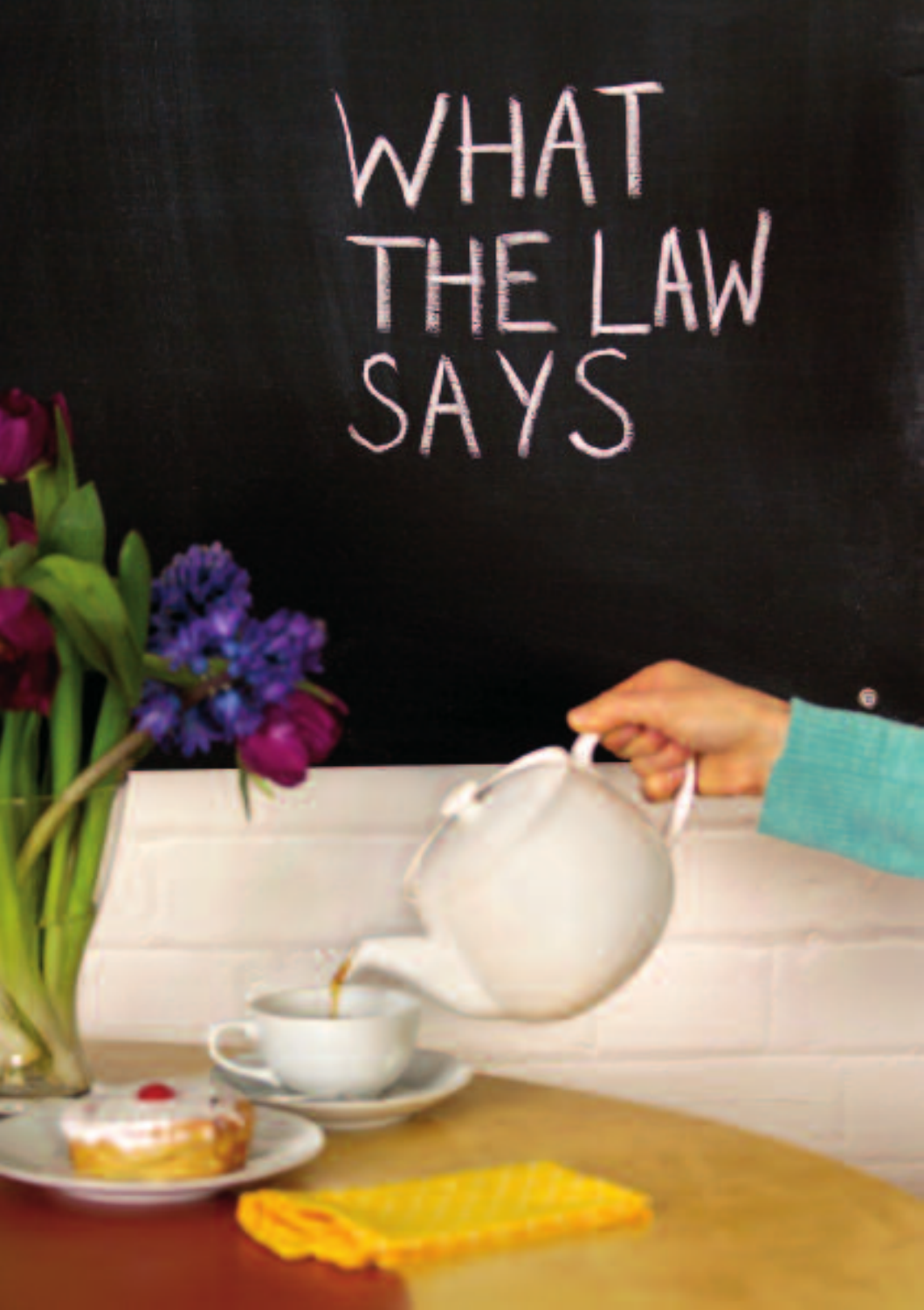# WHAT THE LAW SAYS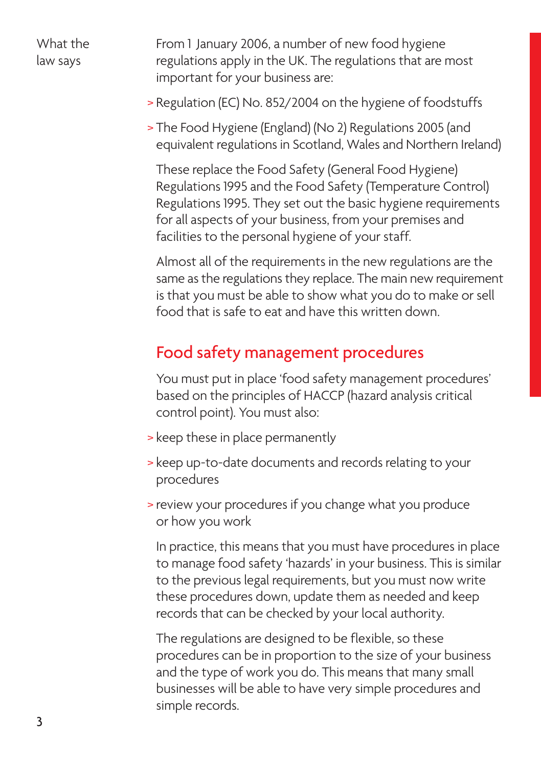What the law says

From 1 January 2006, a number of new food hygiene regulations apply in the UK. The regulations that are most important for your business are:

- Regulation (EC) No. 852/2004 on the hygiene of foodstuffs
- The Food Hygiene (England) (No 2) Regulations 2005 (and equivalent regulations in Scotland, Wales and Northern Ireland)

These replace the Food Safety (General Food Hygiene) Regulations 1995 and the Food Safety (Temperature Control) Regulations 1995. They set out the basic hygiene requirements for all aspects of your business, from your premises and facilities to the personal hygiene of your staff.

Almost all of the requirements in the new regulations are the same as the regulations they replace. The main new requirement is that you must be able to show what you do to make or sell food that is safe to eat and have this written down.

## Food safety management procedures

You must put in place 'food safety management procedures' based on the principles of HACCP (hazard analysis critical control point). You must also:

- keep these in place permanently
- keep up-to-date documents and records relating to your procedures
- review your procedures if you change what you produce or how you work

In practice, this means that you must have procedures in place to manage food safety 'hazards' in your business. This is similar to the previous legal requirements, but you must now write these procedures down, update them as needed and keep records that can be checked by your local authority.

The regulations are designed to be flexible, so these procedures can be in proportion to the size of your business and the type of work you do. This means that many small businesses will be able to have very simple procedures and simple records.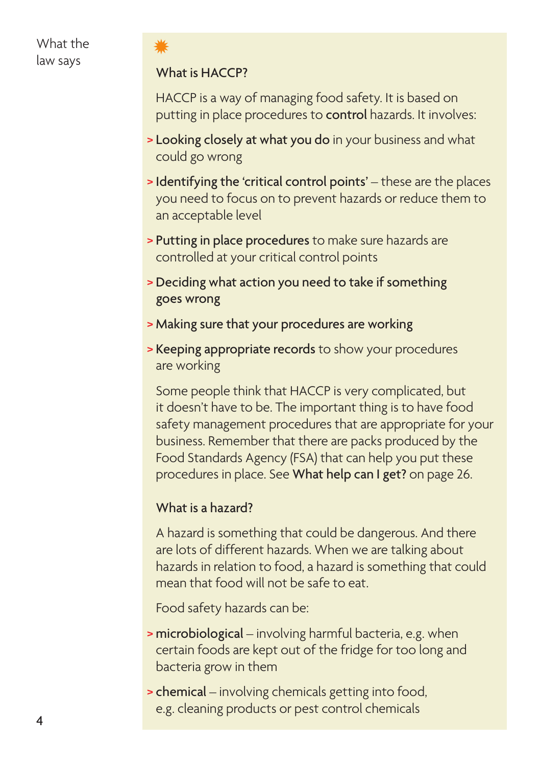What the law says

## What is HACCP?

HACCP is a way of managing food safety. It is based on putting in place procedures to **control** hazards. It involves:

- **Looking closely at what you do** in your business and what could go wrong
- **Identifying the 'critical control points'** – these are the places you need to focus on to prevent hazards or reduce them to an acceptable level
- **Putting in place procedures** to make sure hazards are controlled at your critical control points
- **Deciding what action you need to take if something goes wrong**
- **Making sure that your procedures are working**
- **Keeping appropriate records** to show your procedures are working

Some people think that HACCP is very complicated, but it doesn't have to be. The important thing is to have food safety management procedures that are appropriate for your business. Remember that there are packs produced by the Food Standards Agency (FSA) that can help you put these procedures in place. See **What help can I get?** on page 26.

## What is a hazard?

A hazard is something that could be dangerous. And there are lots of different hazards. When we are talking about hazards in relation to food, a hazard is something that could mean that food will not be safe to eat.

Food safety hazards can be:

- **microbiological** – involving harmful bacteria, e.g. when certain foods are kept out of the fridge for too long and bacteria grow in them
- **chemical** – involving chemicals getting into food, e.g. cleaning products or pest control chemicals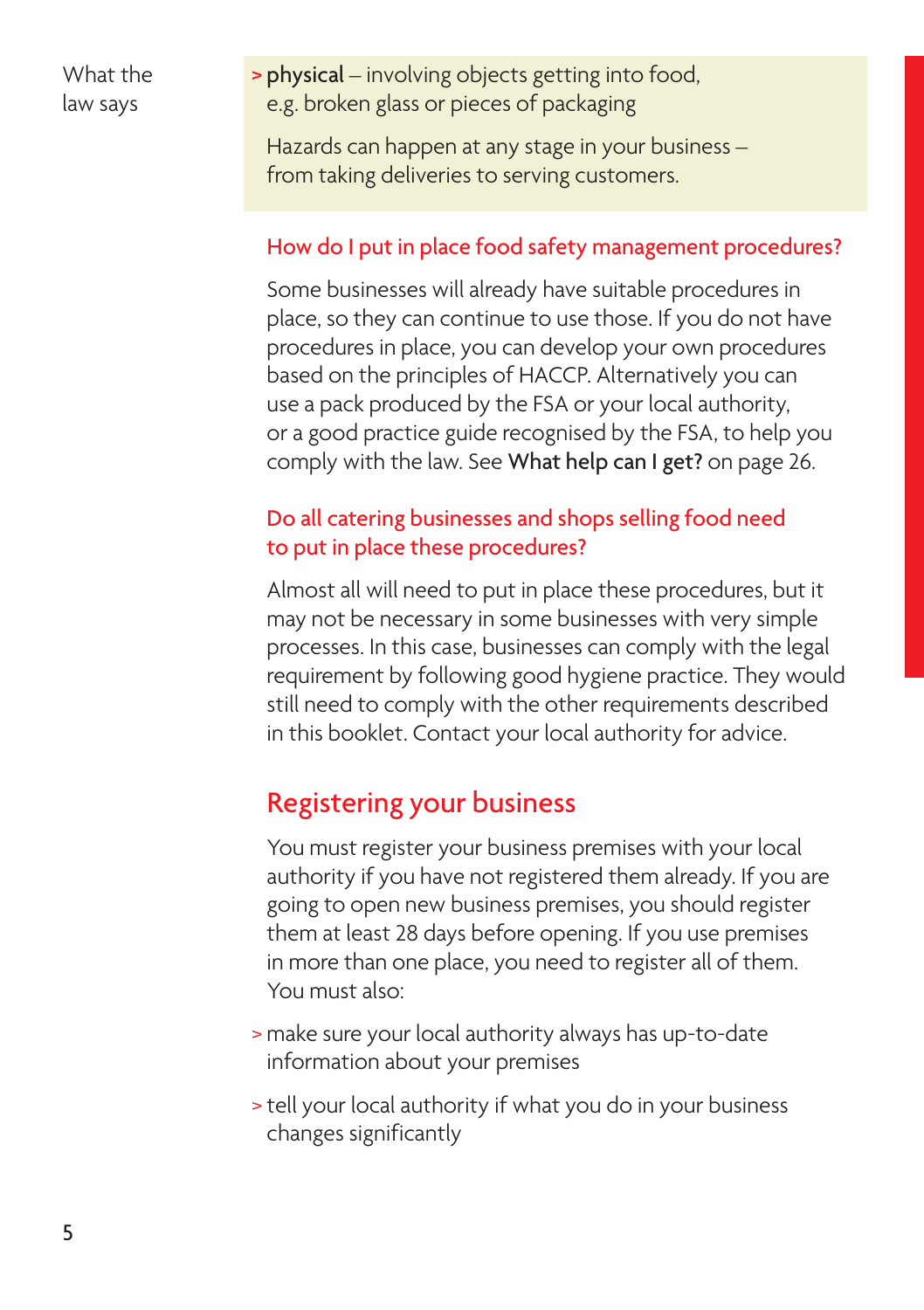What the law says

> **physical** – involving objects getting into food, e.g. broken glass or pieces of packaging

Hazards can happen at any stage in your business – from taking deliveries to serving customers.

### How do I put in place food safety management procedures?

Some businesses will already have suitable procedures in place, so they can continue to use those. If you do not have procedures in place, you can develop your own procedures based on the principles of HACCP. Alternatively you can use a pack produced by the FSA or your local authority, or a good practice guide recognised by the FSA, to help you comply with the law. See **What help can I get?** on page 26.

### Do all catering businesses and shops selling food need to put in place these procedures?

Almost all will need to put in place these procedures, but it may not be necessary in some businesses with very simple processes. In this case, businesses can comply with the legal requirement by following good hygiene practice. They would still need to comply with the other requirements described in this booklet. Contact your local authority for advice.

## Registering your business

You must register your business premises with your local authority if you have not registered them already. If you are going to open new business premises, you should register them at least 28 days before opening. If you use premises in more than one place, you need to register all of them. You must also:

> make sure your local authority always has up-to-date information about your premises

> tell your local authority if what you do in your business changes significantly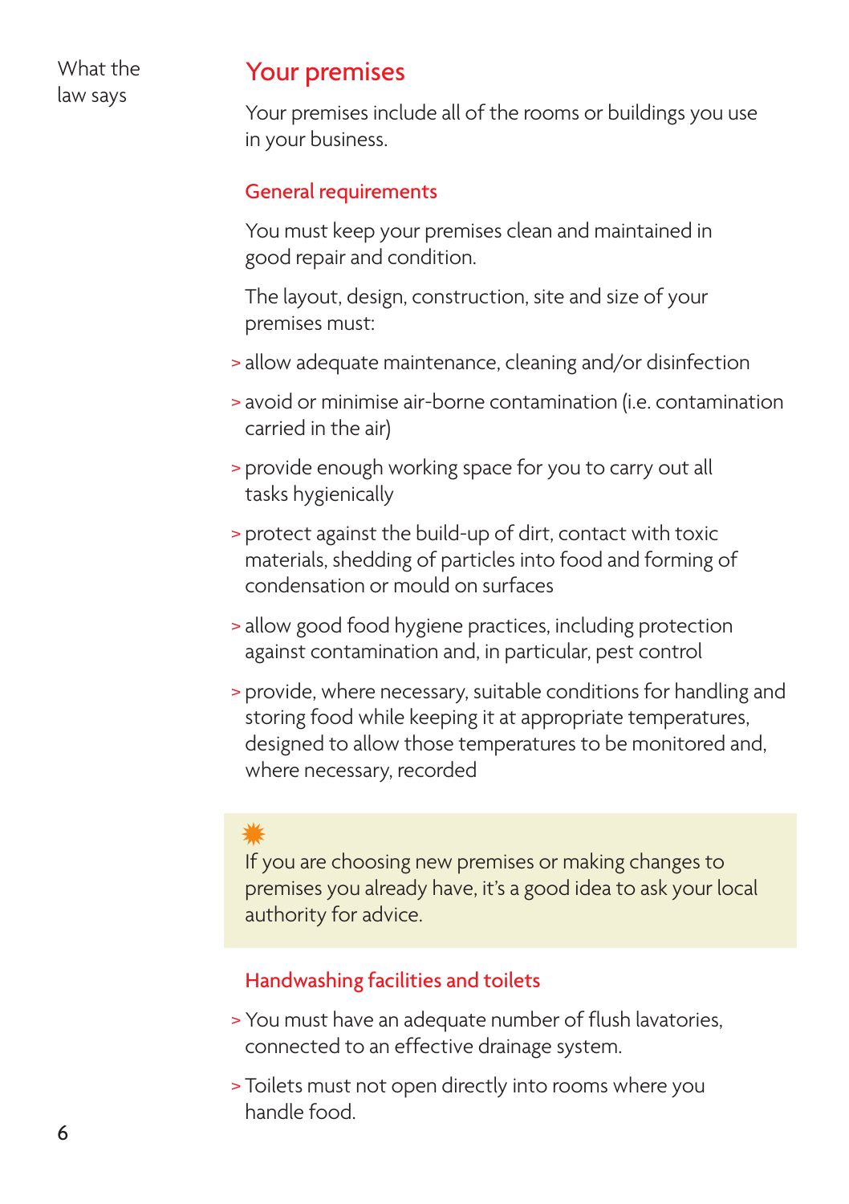What the law says

## Your premises

Your premises include all of the rooms or buildings you use in your business.

### General requirements

You must keep your premises clean and maintained in good repair and condition.

The layout, design, construction, site and size of your premises must:

- allow adequate maintenance, cleaning and/or disinfection
- avoid or minimise air-borne contamination (i.e. contamination carried in the air)
- provide enough working space for you to carry out all tasks hygienically
- protect against the build-up of dirt, contact with toxic materials, shedding of particles into food and forming of condensation or mould on surfaces
- allow good food hygiene practices, including protection against contamination and, in particular, pest control
- provide, where necessary, suitable conditions for handling and storing food while keeping it at appropriate temperatures, designed to allow those temperatures to be monitored and, where necessary, recorded

> If you are choosing new premises or making changes to premises you already have, it's a good idea to ask your local authority for advice.

### Handwashing facilities and toilets

- You must have an adequate number of flush lavatories, connected to an effective drainage system.
- Toilets must not open directly into rooms where you handle food.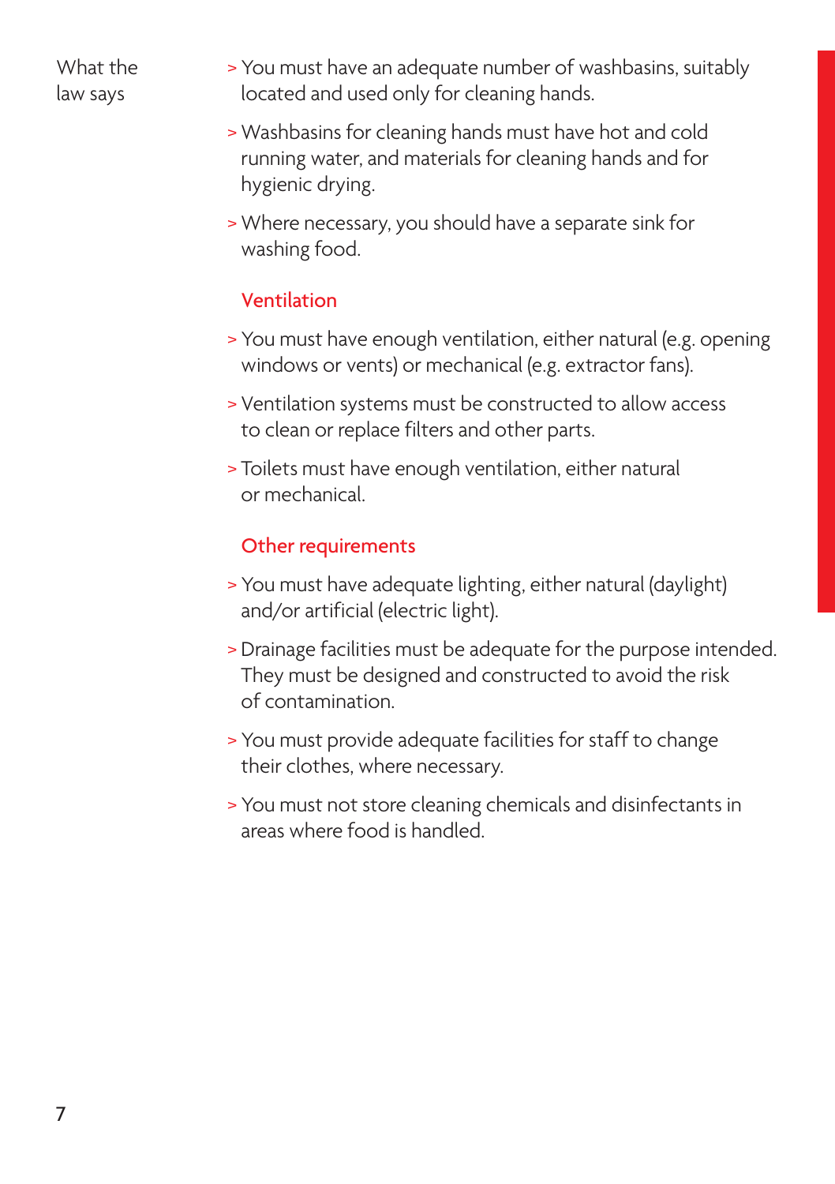What the law says

- You must have an adequate number of washbasins, suitably located and used only for cleaning hands.
- Washbasins for cleaning hands must have hot and cold running water, and materials for cleaning hands and for hygienic drying.
- Where necessary, you should have a separate sink for washing food.

### Ventilation

- You must have enough ventilation, either natural (e.g. opening windows or vents) or mechanical (e.g. extractor fans).
- Ventilation systems must be constructed to allow access to clean or replace filters and other parts.
- Toilets must have enough ventilation, either natural or mechanical.

### Other requirements

- You must have adequate lighting, either natural (daylight) and/or artificial (electric light).
- Drainage facilities must be adequate for the purpose intended. They must be designed and constructed to avoid the risk of contamination.
- You must provide adequate facilities for staff to change their clothes, where necessary.
- You must not store cleaning chemicals and disinfectants in areas where food is handled.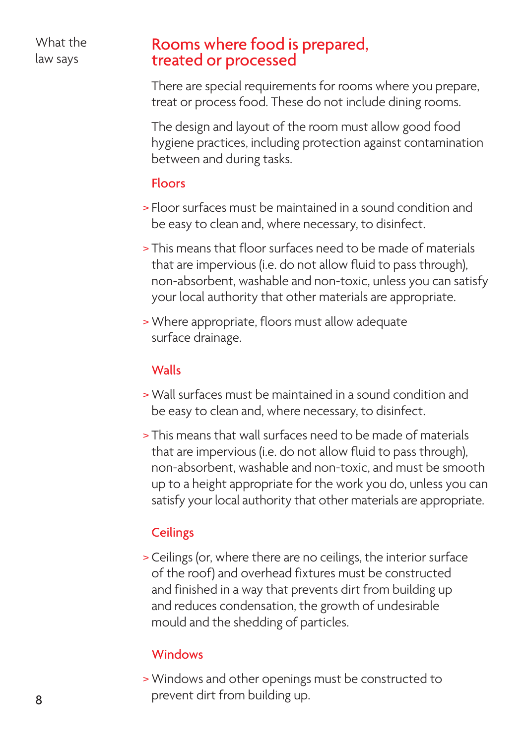What the law says

## Rooms where food is prepared, treated or processed

There are special requirements for rooms where you prepare, treat or process food. These do not include dining rooms.

The design and layout of the room must allow good food hygiene practices, including protection against contamination between and during tasks.

### Floors

- Floor surfaces must be maintained in a sound condition and be easy to clean and, where necessary, to disinfect.
- This means that floor surfaces need to be made of materials that are impervious (i.e. do not allow fluid to pass through), non-absorbent, washable and non-toxic, unless you can satisfy your local authority that other materials are appropriate.
- Where appropriate, floors must allow adequate surface drainage.

### Walls

- Wall surfaces must be maintained in a sound condition and be easy to clean and, where necessary, to disinfect.
- This means that wall surfaces need to be made of materials that are impervious (i.e. do not allow fluid to pass through), non-absorbent, washable and non-toxic, and must be smooth up to a height appropriate for the work you do, unless you can satisfy your local authority that other materials are appropriate.

### Ceilings

- Ceilings (or, where there are no ceilings, the interior surface of the roof) and overhead fixtures must be constructed and finished in a way that prevents dirt from building up and reduces condensation, the growth of undesirable mould and the shedding of particles.

### Windows

- Windows and other openings must be constructed to prevent dirt from building up.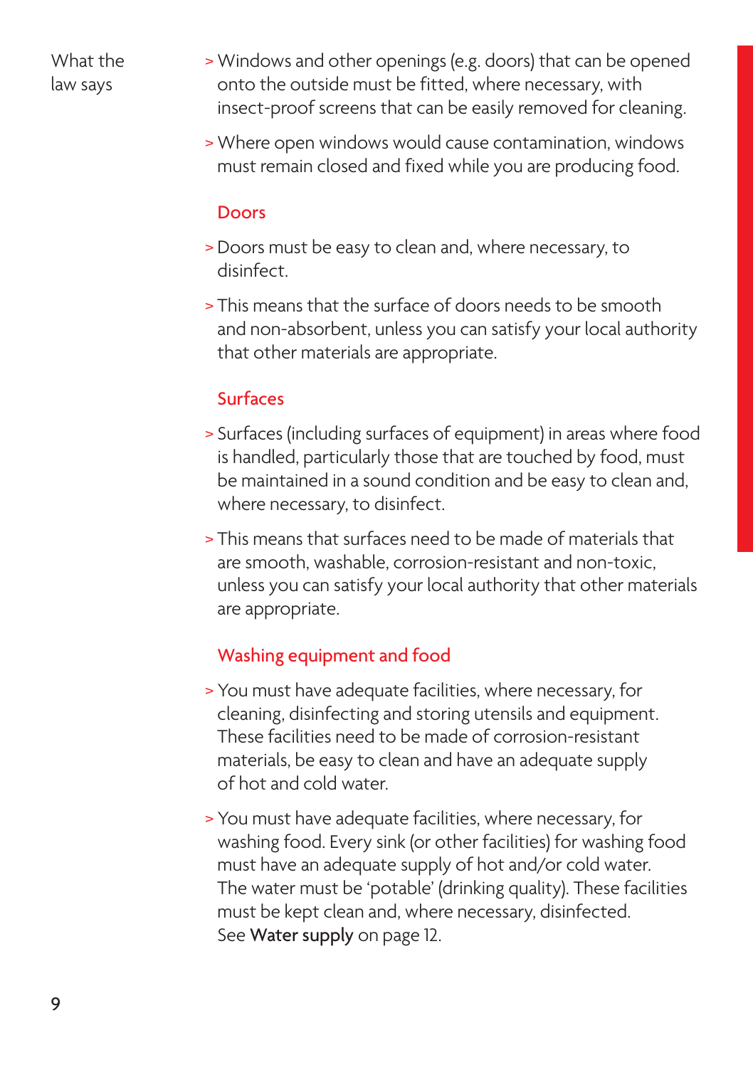What the law says

> Windows and other openings (e.g. doors) that can be opened onto the outside must be fitted, where necessary, with insect-proof screens that can be easily removed for cleaning.

> Where open windows would cause contamination, windows must remain closed and fixed while you are producing food.

### Doors

> Doors must be easy to clean and, where necessary, to disinfect.

> This means that the surface of doors needs to be smooth and non-absorbent, unless you can satisfy your local authority that other materials are appropriate.

### Surfaces

> Surfaces (including surfaces of equipment) in areas where food is handled, particularly those that are touched by food, must be maintained in a sound condition and be easy to clean and, where necessary, to disinfect.

> This means that surfaces need to be made of materials that are smooth, washable, corrosion-resistant and non-toxic, unless you can satisfy your local authority that other materials are appropriate.

### Washing equipment and food

> You must have adequate facilities, where necessary, for cleaning, disinfecting and storing utensils and equipment. These facilities need to be made of corrosion-resistant materials, be easy to clean and have an adequate supply of hot and cold water.

> You must have adequate facilities, where necessary, for washing food. Every sink (or other facilities) for washing food must have an adequate supply of hot and/or cold water. The water must be 'potable' (drinking quality). These facilities must be kept clean and, where necessary, disinfected. See **Water supply** on page 12.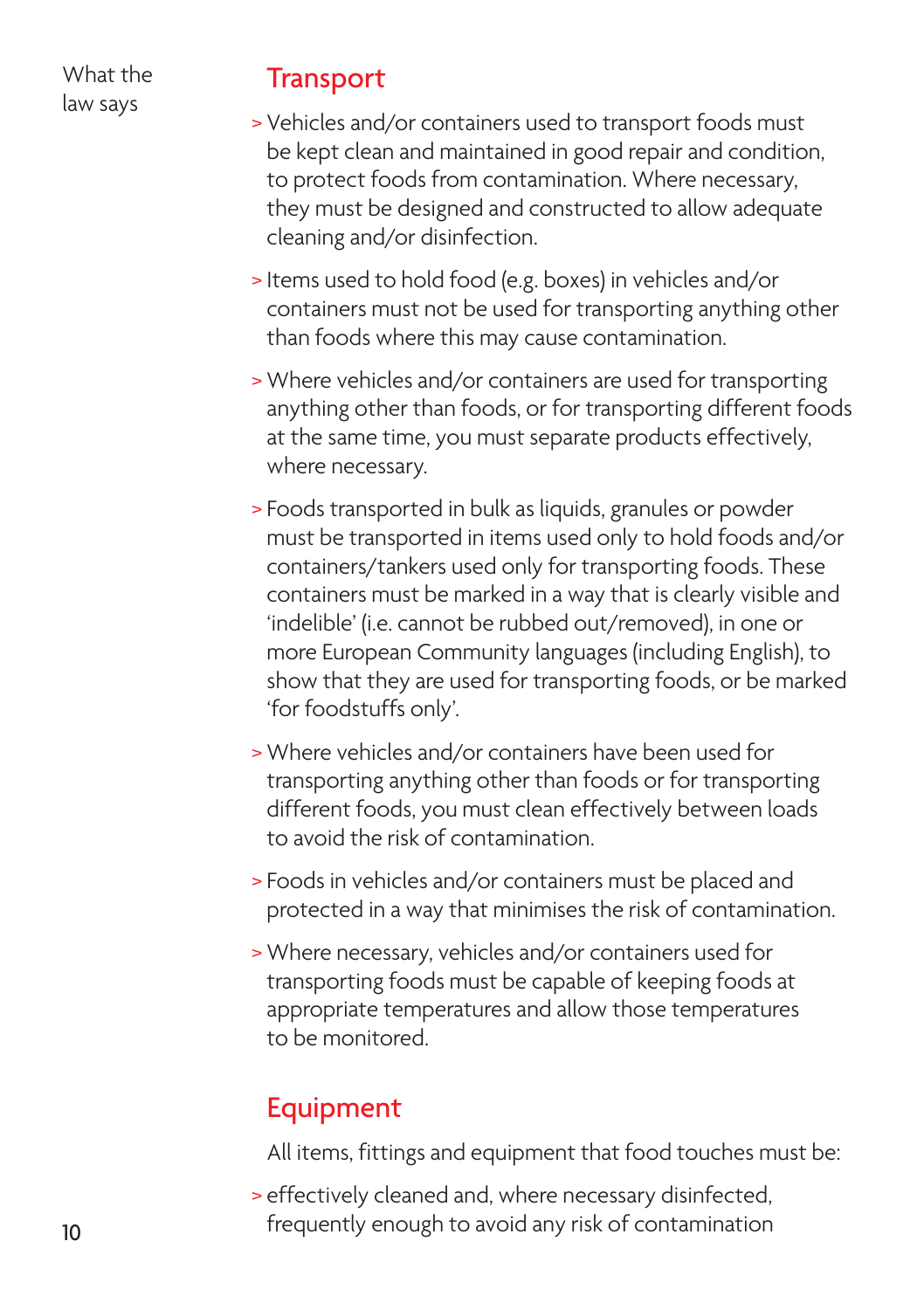What the law says

## Transport

- Vehicles and/or containers used to transport foods must be kept clean and maintained in good repair and condition, to protect foods from contamination. Where necessary, they must be designed and constructed to allow adequate cleaning and/or disinfection.
- Items used to hold food (e.g. boxes) in vehicles and/or containers must not be used for transporting anything other than foods where this may cause contamination.
- Where vehicles and/or containers are used for transporting anything other than foods, or for transporting different foods at the same time, you must separate products effectively, where necessary.
- Foods transported in bulk as liquids, granules or powder must be transported in items used only to hold foods and/or containers/tankers used only for transporting foods. These containers must be marked in a way that is clearly visible and 'indelible' (i.e. cannot be rubbed out/removed), in one or more European Community languages (including English), to show that they are used for transporting foods, or be marked 'for foodstuffs only'.
- Where vehicles and/or containers have been used for transporting anything other than foods or for transporting different foods, you must clean effectively between loads to avoid the risk of contamination.
- Foods in vehicles and/or containers must be placed and protected in a way that minimises the risk of contamination.
- Where necessary, vehicles and/or containers used for transporting foods must be capable of keeping foods at appropriate temperatures and allow those temperatures to be monitored.

## Equipment

All items, fittings and equipment that food touches must be:

- effectively cleaned and, where necessary disinfected, frequently enough to avoid any risk of contamination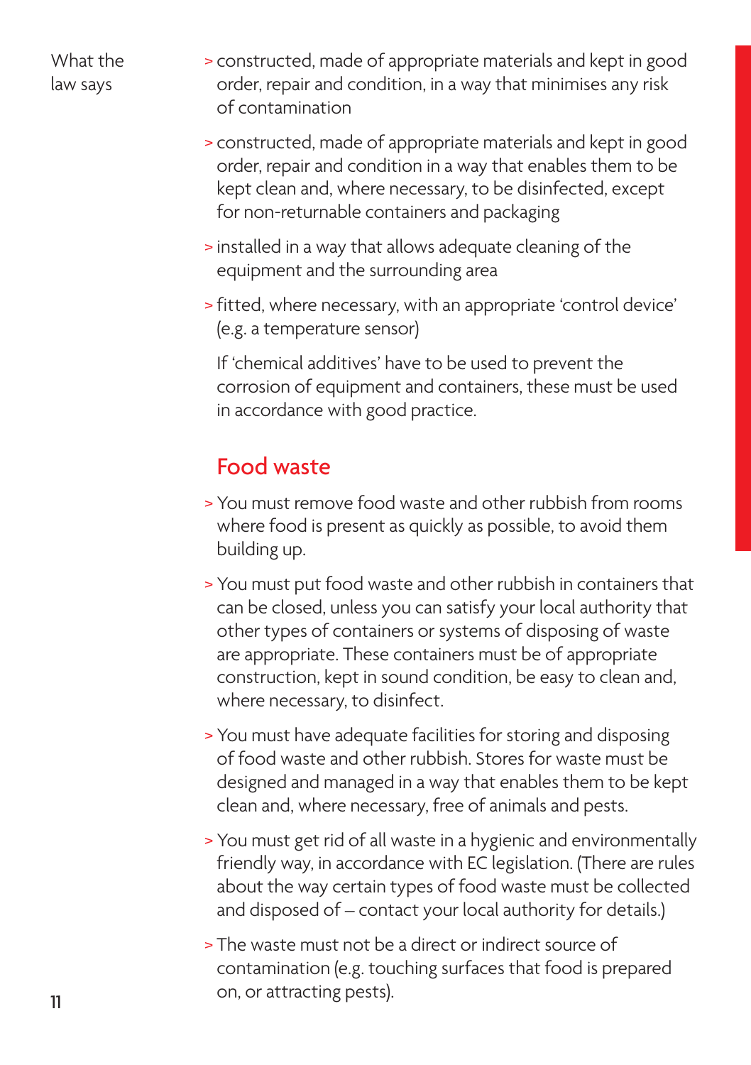What the law says

- constructed, made of appropriate materials and kept in good order, repair and condition, in a way that minimises any risk of contamination
- constructed, made of appropriate materials and kept in good order, repair and condition in a way that enables them to be kept clean and, where necessary, to be disinfected, except for non-returnable containers and packaging
- installed in a way that allows adequate cleaning of the equipment and the surrounding area
- fitted, where necessary, with an appropriate 'control device' (e.g. a temperature sensor)

If 'chemical additives' have to be used to prevent the corrosion of equipment and containers, these must be used in accordance with good practice.

## Food waste

- You must remove food waste and other rubbish from rooms where food is present as quickly as possible, to avoid them building up.
- You must put food waste and other rubbish in containers that can be closed, unless you can satisfy your local authority that other types of containers or systems of disposing of waste are appropriate. These containers must be of appropriate construction, kept in sound condition, be easy to clean and, where necessary, to disinfect.
- You must have adequate facilities for storing and disposing of food waste and other rubbish. Stores for waste must be designed and managed in a way that enables them to be kept clean and, where necessary, free of animals and pests.
- You must get rid of all waste in a hygienic and environmentally friendly way, in accordance with EC legislation. (There are rules about the way certain types of food waste must be collected and disposed of – contact your local authority for details.)
- The waste must not be a direct or indirect source of contamination (e.g. touching surfaces that food is prepared on, or attracting pests).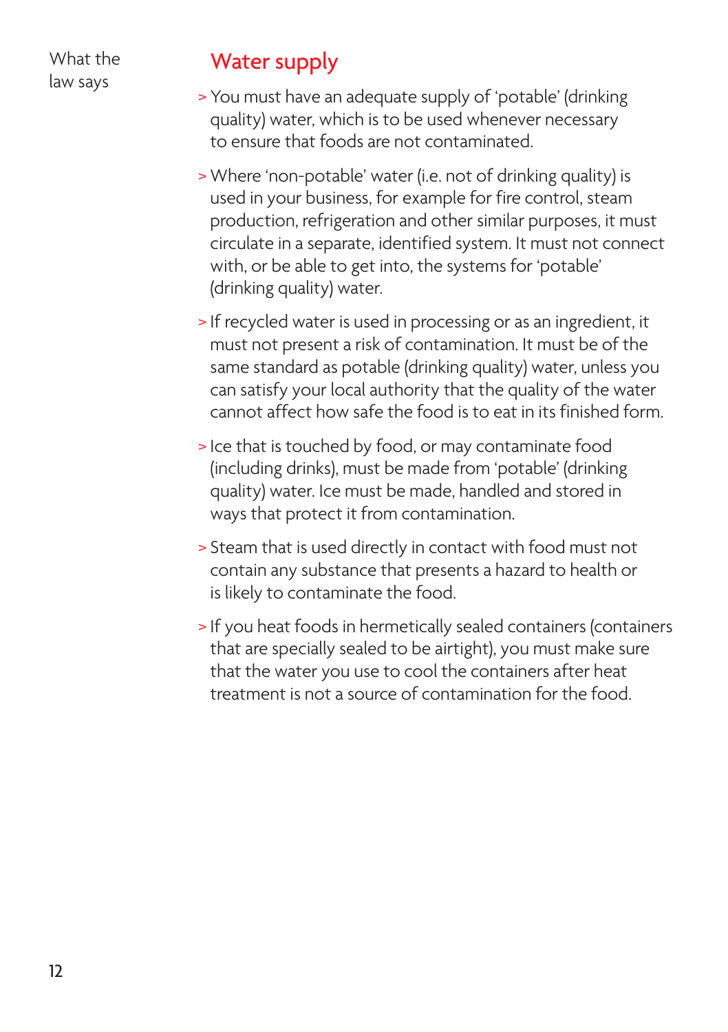What the law says

## Water supply

- You must have an adequate supply of 'potable' (drinking quality) water, which is to be used whenever necessary to ensure that foods are not contaminated.
- Where 'non-potable' water (i.e. not of drinking quality) is used in your business, for example for fire control, steam production, refrigeration and other similar purposes, it must circulate in a separate, identified system. It must not connect with, or be able to get into, the systems for 'potable' (drinking quality) water.
- If recycled water is used in processing or as an ingredient, it must not present a risk of contamination. It must be of the same standard as potable (drinking quality) water, unless you can satisfy your local authority that the quality of the water cannot affect how safe the food is to eat in its finished form.
- Ice that is touched by food, or may contaminate food (including drinks), must be made from 'potable' (drinking quality) water. Ice must be made, handled and stored in ways that protect it from contamination.
- Steam that is used directly in contact with food must not contain any substance that presents a hazard to health or is likely to contaminate the food.
- If you heat foods in hermetically sealed containers (containers that are specially sealed to be airtight), you must make sure that the water you use to cool the containers after heat treatment is not a source of contamination for the food.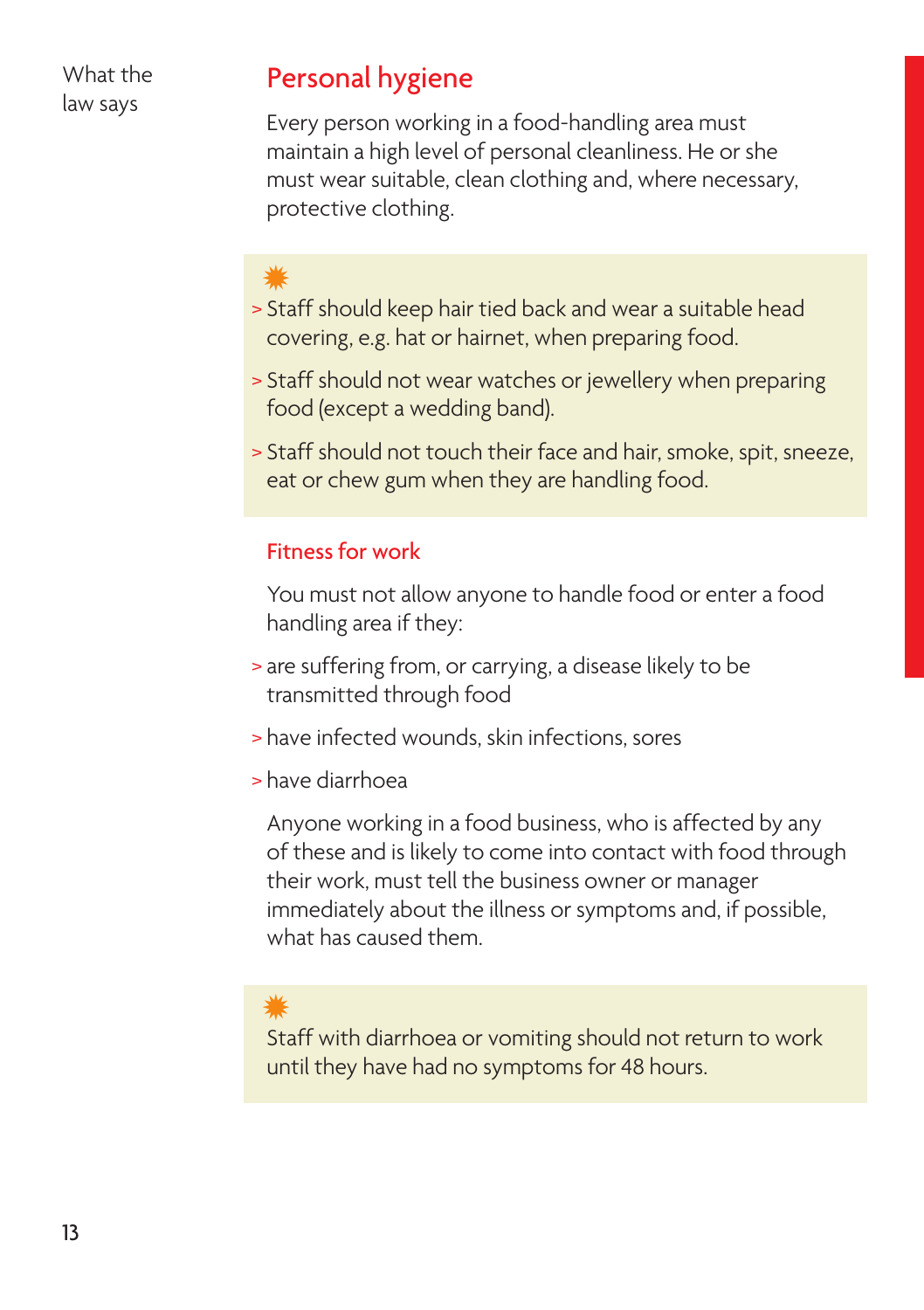What the law says

## Personal hygiene

Every person working in a food-handling area must maintain a high level of personal cleanliness. He or she must wear suitable, clean clothing and, where necessary, protective clothing.

- Staff should keep hair tied back and wear a suitable head covering, e.g. hat or hairnet, when preparing food.
- Staff should not wear watches or jewellery when preparing food (except a wedding band).
- Staff should not touch their face and hair, smoke, spit, sneeze, eat or chew gum when they are handling food.

### Fitness for work

You must not allow anyone to handle food or enter a food handling area if they:

- are suffering from, or carrying, a disease likely to be transmitted through food
- have infected wounds, skin infections, sores
- have diarrhoea

Anyone working in a food business, who is affected by any of these and is likely to come into contact with food through their work, must tell the business owner or manager immediately about the illness or symptoms and, if possible, what has caused them.

Staff with diarrhoea or vomiting should not return to work until they have had no symptoms for 48 hours.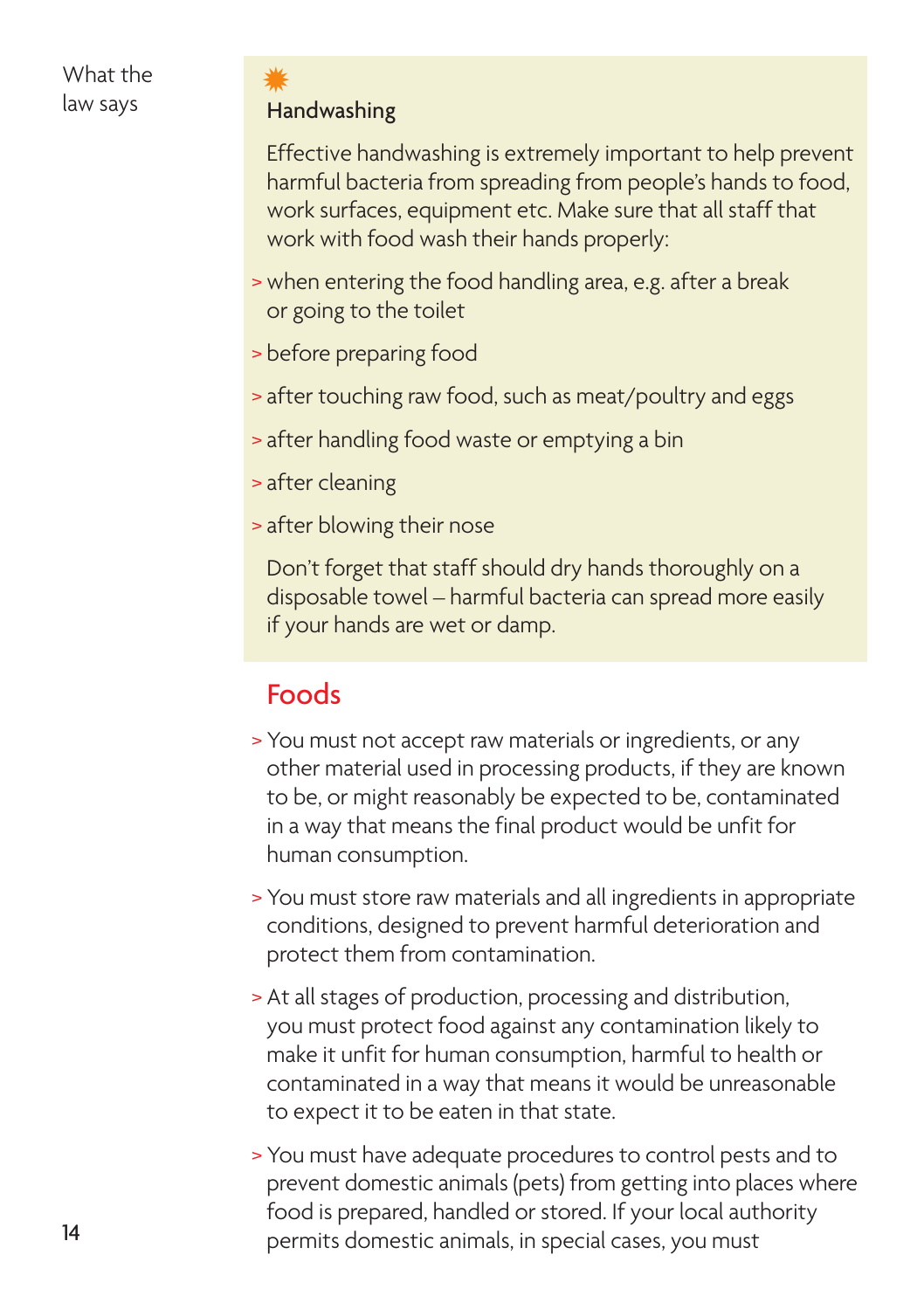What the law says

### Handwashing

Effective handwashing is extremely important to help prevent harmful bacteria from spreading from people's hands to food, work surfaces, equipment etc. Make sure that all staff that work with food wash their hands properly:

- when entering the food handling area, e.g. after a break or going to the toilet
- before preparing food
- after touching raw food, such as meat/poultry and eggs
- after handling food waste or emptying a bin
- after cleaning
- after blowing their nose

Don't forget that staff should dry hands thoroughly on a disposable towel – harmful bacteria can spread more easily if your hands are wet or damp.

## Foods

- You must not accept raw materials or ingredients, or any other material used in processing products, if they are known to be, or might reasonably be expected to be, contaminated in a way that means the final product would be unfit for human consumption.
- You must store raw materials and all ingredients in appropriate conditions, designed to prevent harmful deterioration and protect them from contamination.
- At all stages of production, processing and distribution, you must protect food against any contamination likely to make it unfit for human consumption, harmful to health or contaminated in a way that means it would be unreasonable to expect it to be eaten in that state.
- You must have adequate procedures to control pests and to prevent domestic animals (pets) from getting into places where food is prepared, handled or stored. If your local authority permits domestic animals, in special cases, you must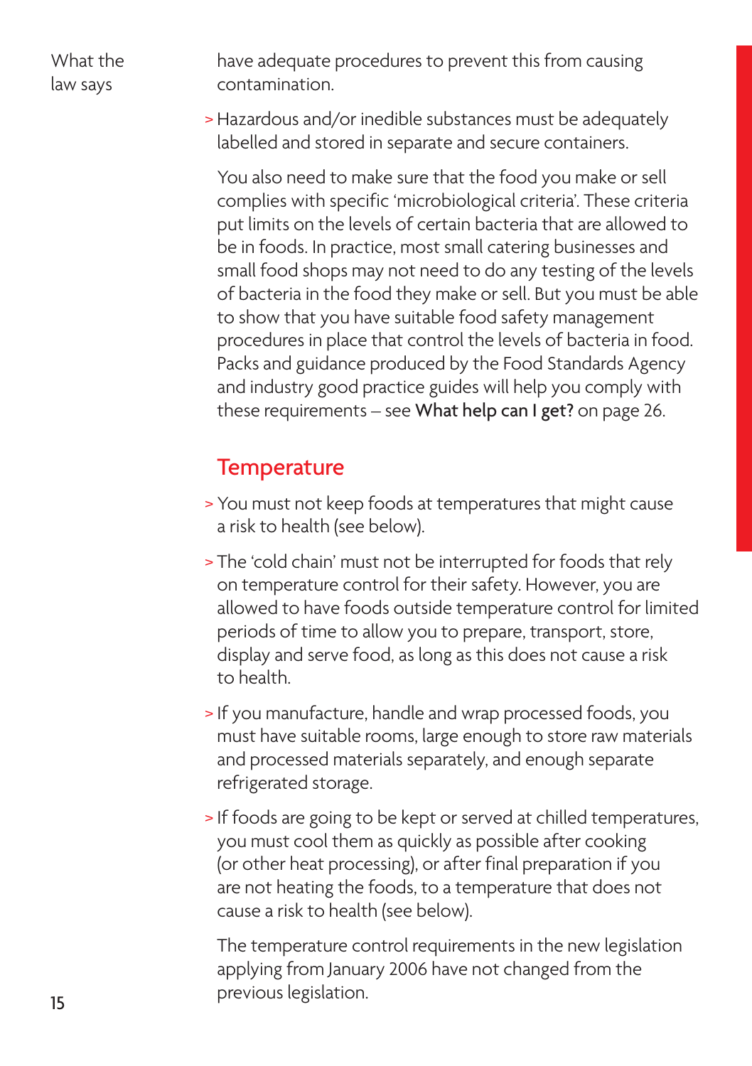What the law says

have adequate procedures to prevent this from causing contamination.

- Hazardous and/or inedible substances must be adequately labelled and stored in separate and secure containers.

You also need to make sure that the food you make or sell complies with specific 'microbiological criteria'. These criteria put limits on the levels of certain bacteria that are allowed to be in foods. In practice, most small catering businesses and small food shops may not need to do any testing of the levels of bacteria in the food they make or sell. But you must be able to show that you have suitable food safety management procedures in place that control the levels of bacteria in food. Packs and guidance produced by the Food Standards Agency and industry good practice guides will help you comply with these requirements – see **What help can I get?** on page 26.

## Temperature

- You must not keep foods at temperatures that might cause a risk to health (see below).
- The 'cold chain' must not be interrupted for foods that rely on temperature control for their safety. However, you are allowed to have foods outside temperature control for limited periods of time to allow you to prepare, transport, store, display and serve food, as long as this does not cause a risk to health.
- If you manufacture, handle and wrap processed foods, you must have suitable rooms, large enough to store raw materials and processed materials separately, and enough separate refrigerated storage.
- If foods are going to be kept or served at chilled temperatures, you must cool them as quickly as possible after cooking (or other heat processing), or after final preparation if you are not heating the foods, to a temperature that does not cause a risk to health (see below).

The temperature control requirements in the new legislation applying from January 2006 have not changed from the previous legislation.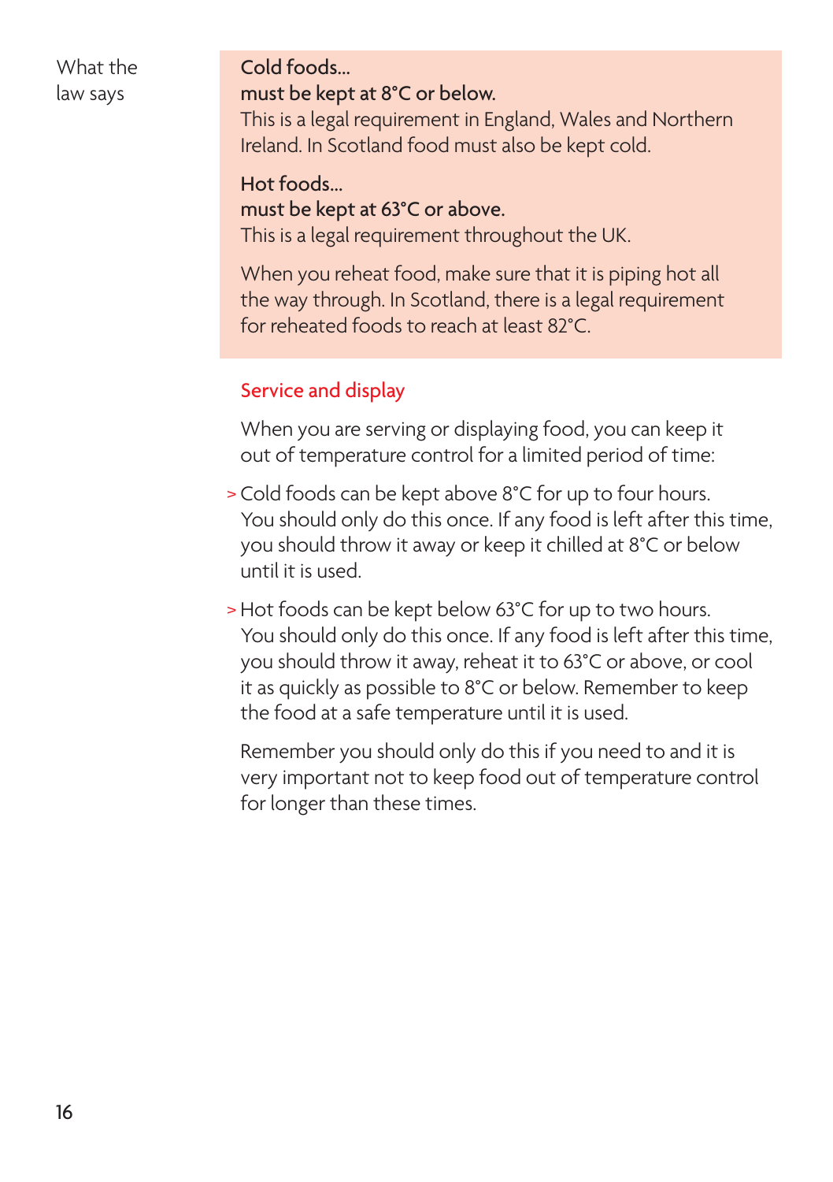What the law says

Cold foods...
**must be kept at 8°C or below.**
This is a legal requirement in England, Wales and Northern Ireland. In Scotland food must also be kept cold.

Hot foods...
**must be kept at 63°C or above.**
This is a legal requirement throughout the UK.

When you reheat food, make sure that it is piping hot all the way through. In Scotland, there is a legal requirement for reheated foods to reach at least 82°C.

## Service and display

When you are serving or displaying food, you can keep it out of temperature control for a limited period of time:

> Cold foods can be kept above 8°C for up to four hours. You should only do this once. If any food is left after this time, you should throw it away or keep it chilled at 8°C or below until it is used.

> Hot foods can be kept below 63°C for up to two hours. You should only do this once. If any food is left after this time, you should throw it away, reheat it to 63°C or above, or cool it as quickly as possible to 8°C or below. Remember to keep the food at a safe temperature until it is used.

Remember you should only do this if you need to and it is very important not to keep food out of temperature control for longer than these times.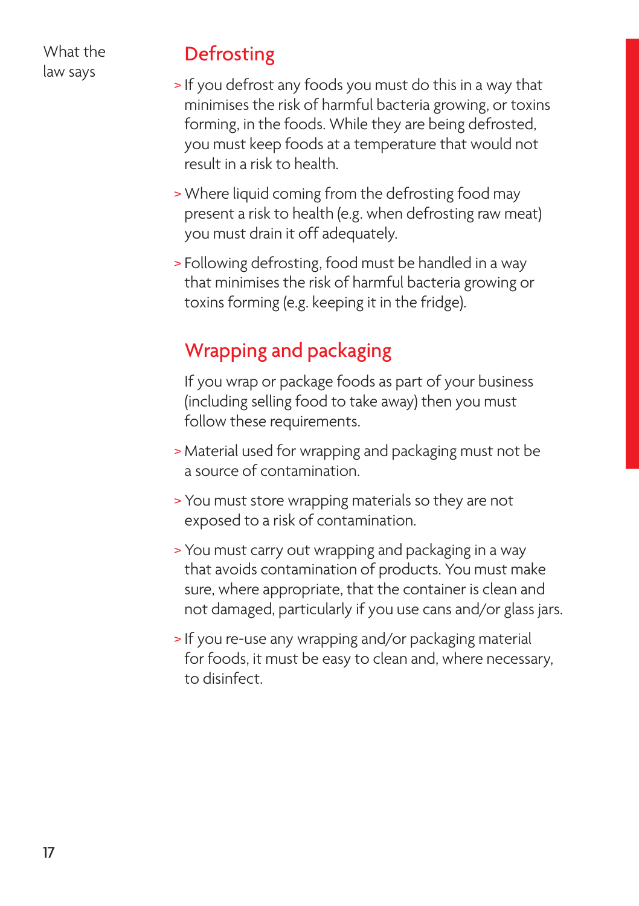What the law says

## Defrosting

- If you defrost any foods you must do this in a way that minimises the risk of harmful bacteria growing, or toxins forming, in the foods. While they are being defrosted, you must keep foods at a temperature that would not result in a risk to health.
- Where liquid coming from the defrosting food may present a risk to health (e.g. when defrosting raw meat) you must drain it off adequately.
- Following defrosting, food must be handled in a way that minimises the risk of harmful bacteria growing or toxins forming (e.g. keeping it in the fridge).

## Wrapping and packaging

If you wrap or package foods as part of your business (including selling food to take away) then you must follow these requirements.

- Material used for wrapping and packaging must not be a source of contamination.
- You must store wrapping materials so they are not exposed to a risk of contamination.
- You must carry out wrapping and packaging in a way that avoids contamination of products. You must make sure, where appropriate, that the container is clean and not damaged, particularly if you use cans and/or glass jars.
- If you re-use any wrapping and/or packaging material for foods, it must be easy to clean and, where necessary, to disinfect.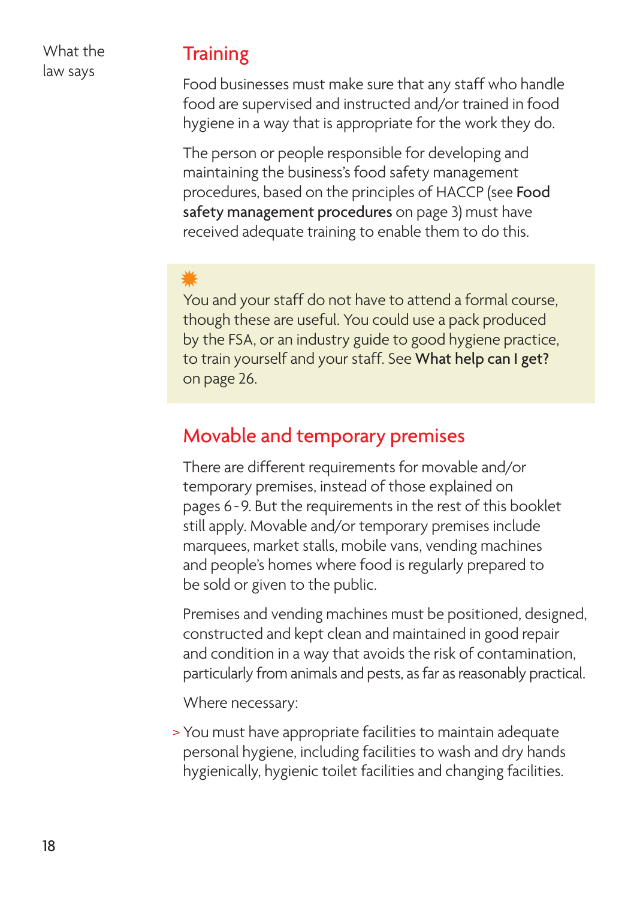What the law says

## Training

Food businesses must make sure that any staff who handle food are supervised and instructed and/or trained in food hygiene in a way that is appropriate for the work they do.

The person or people responsible for developing and maintaining the business's food safety management procedures, based on the principles of HACCP (see **Food safety management procedures** on page 3) must have received adequate training to enable them to do this.

> You and your staff do not have to attend a formal course, though these are useful. You could use a pack produced by the FSA, or an industry guide to good hygiene practice, to train yourself and your staff. See **What help can I get?** on page 26.

## Movable and temporary premises

There are different requirements for movable and/or temporary premises, instead of those explained on pages 6-9. But the requirements in the rest of this booklet still apply. Movable and/or temporary premises include marquees, market stalls, mobile vans, vending machines and people's homes where food is regularly prepared to be sold or given to the public.

Premises and vending machines must be positioned, designed, constructed and kept clean and maintained in good repair and condition in a way that avoids the risk of contamination, particularly from animals and pests, as far as reasonably practical.

Where necessary:

- You must have appropriate facilities to maintain adequate personal hygiene, including facilities to wash and dry hands hygienically, hygienic toilet facilities and changing facilities.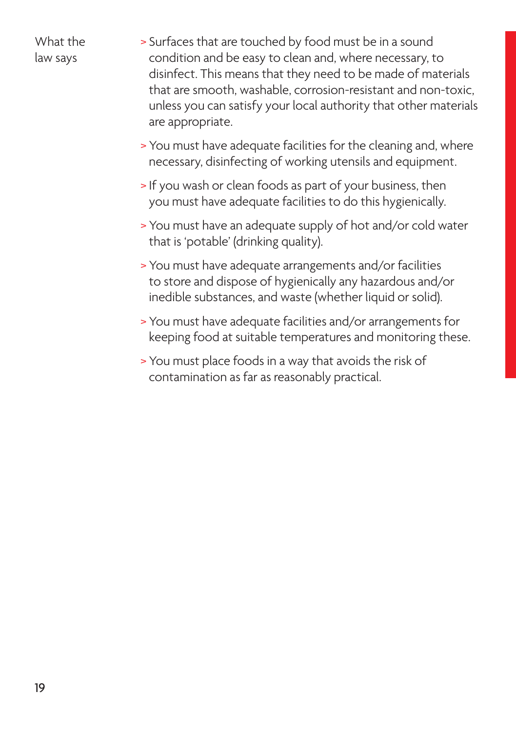What the law says

- Surfaces that are touched by food must be in a sound condition and be easy to clean and, where necessary, to disinfect. This means that they need to be made of materials that are smooth, washable, corrosion-resistant and non-toxic, unless you can satisfy your local authority that other materials are appropriate.
- You must have adequate facilities for the cleaning and, where necessary, disinfecting of working utensils and equipment.
- If you wash or clean foods as part of your business, then you must have adequate facilities to do this hygienically.
- You must have an adequate supply of hot and/or cold water that is 'potable' (drinking quality).
- You must have adequate arrangements and/or facilities to store and dispose of hygienically any hazardous and/or inedible substances, and waste (whether liquid or solid).
- You must have adequate facilities and/or arrangements for keeping food at suitable temperatures and monitoring these.
- You must place foods in a way that avoids the risk of contamination as far as reasonably practical.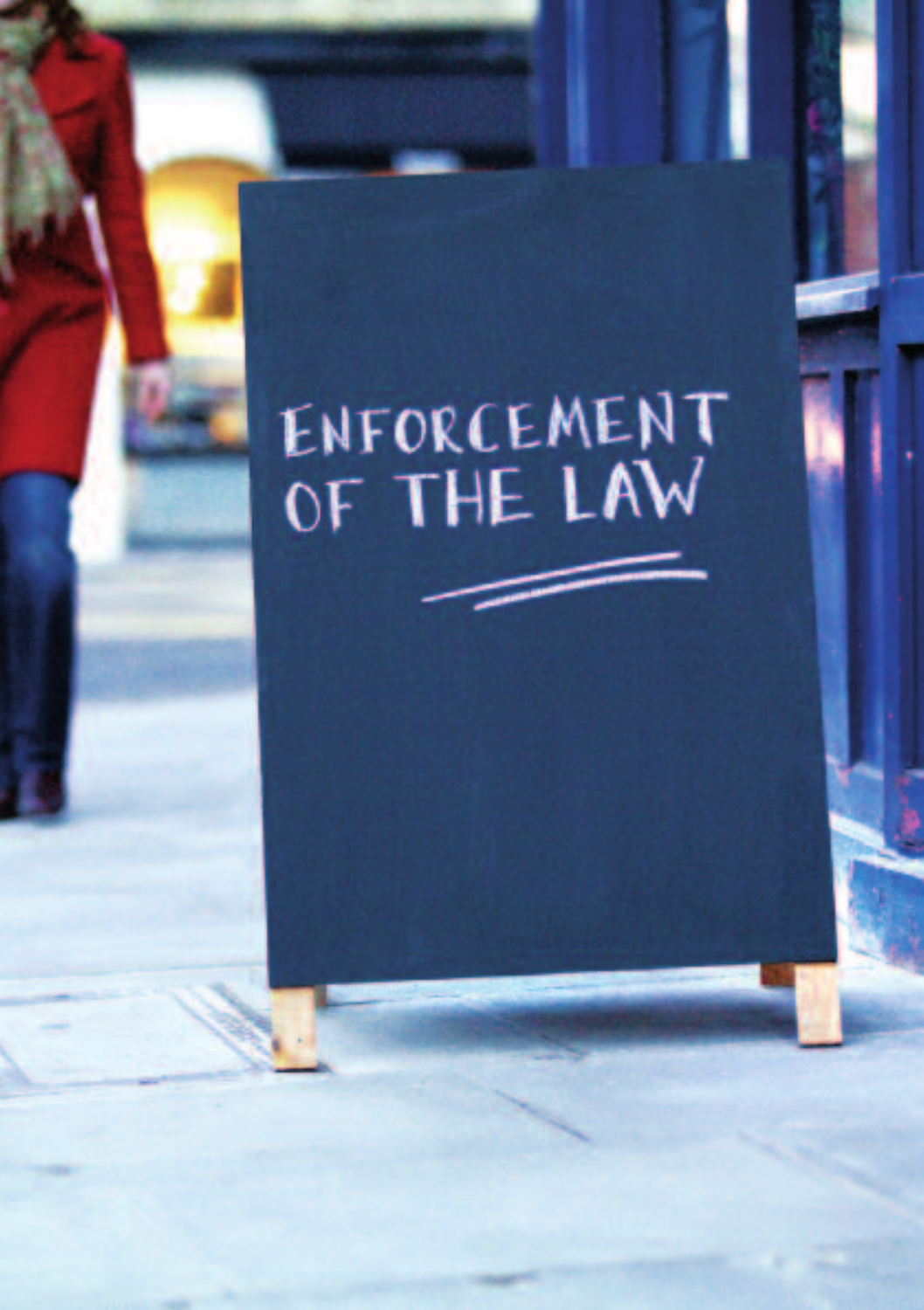# ENFORCEMENT OF THE LAW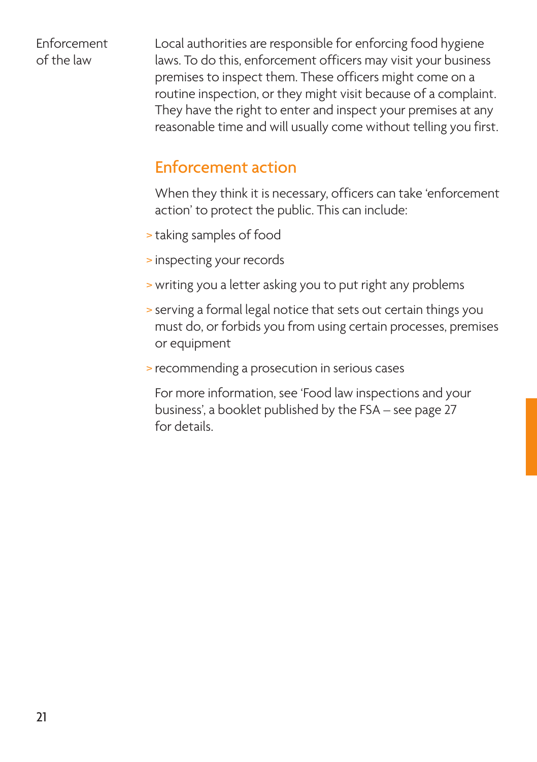## Enforcement of the law

Local authorities are responsible for enforcing food hygiene laws. To do this, enforcement officers may visit your business premises to inspect them. These officers might come on a routine inspection, or they might visit because of a complaint. They have the right to enter and inspect your premises at any reasonable time and will usually come without telling you first.

### Enforcement action

When they think it is necessary, officers can take 'enforcement action' to protect the public. This can include:

- taking samples of food
- inspecting your records
- writing you a letter asking you to put right any problems
- serving a formal legal notice that sets out certain things you must do, or forbids you from using certain processes, premises or equipment
- recommending a prosecution in serious cases

For more information, see 'Food law inspections and your business', a booklet published by the FSA – see page 27 for details.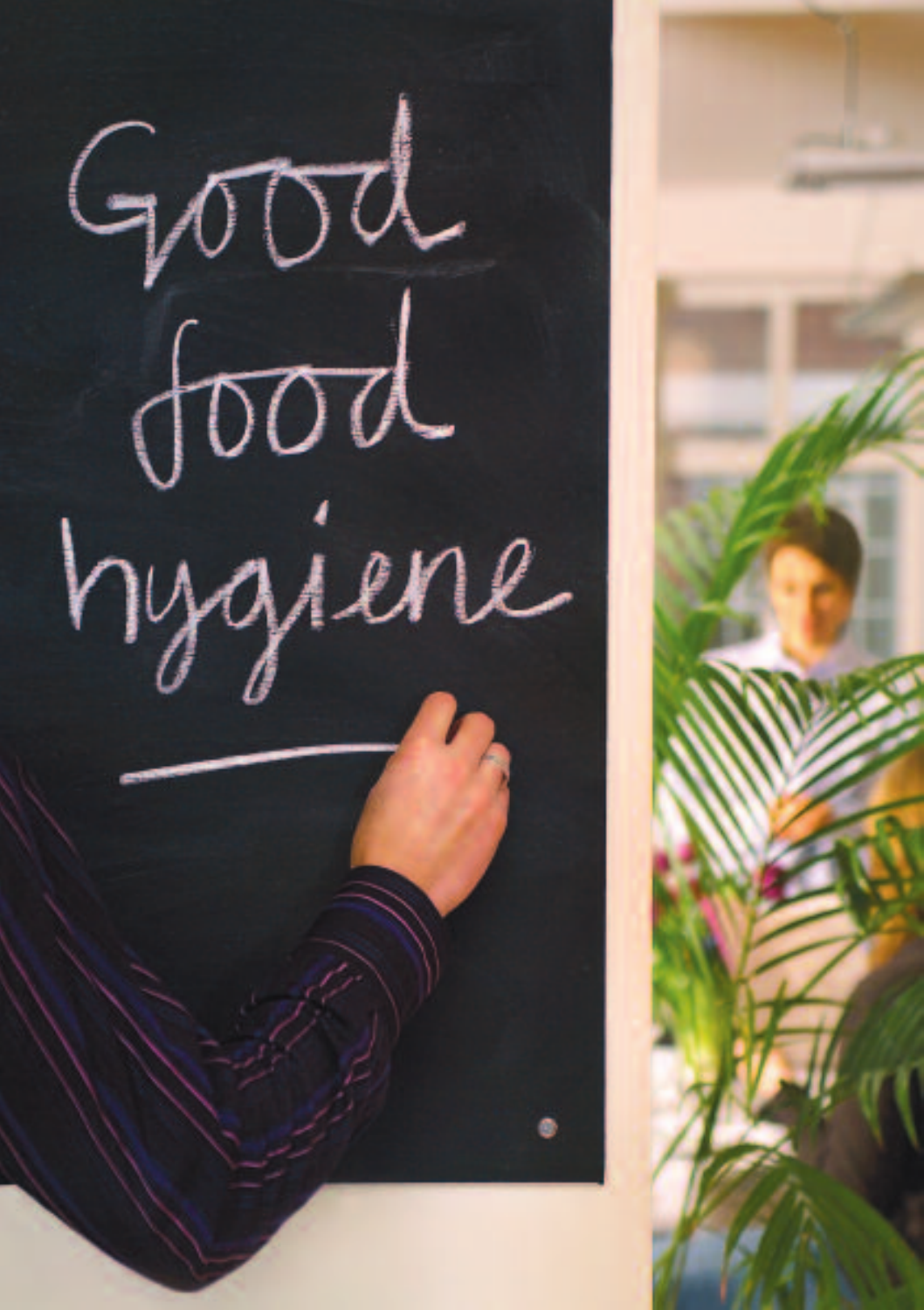# Good food hygiene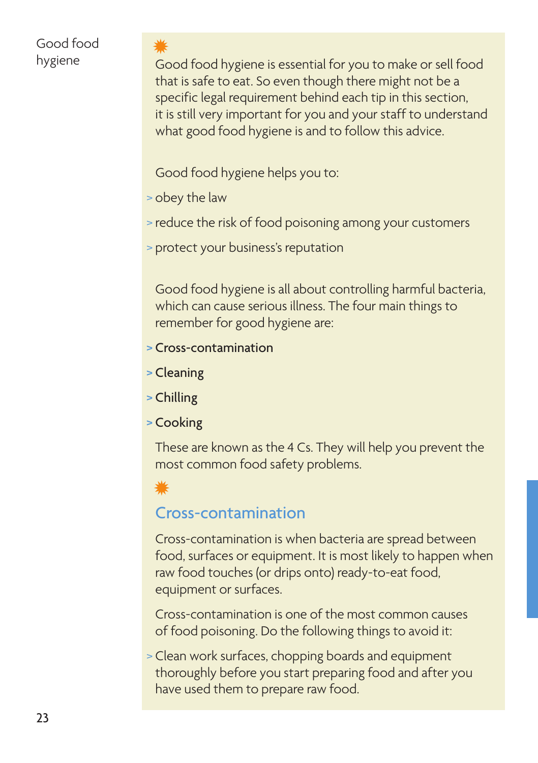## Good food hygiene

Good food hygiene is essential for you to make or sell food that is safe to eat. So even though there might not be a specific legal requirement behind each tip in this section, it is still very important for you and your staff to understand what good food hygiene is and to follow this advice.

Good food hygiene helps you to:

- obey the law
- reduce the risk of food poisoning among your customers
- protect your business's reputation

Good food hygiene is all about controlling harmful bacteria, which can cause serious illness. The four main things to remember for good hygiene are:

- Cross-contamination
- Cleaning
- Chilling
- Cooking

These are known as the 4 Cs. They will help you prevent the most common food safety problems.

### Cross-contamination

Cross-contamination is when bacteria are spread between food, surfaces or equipment. It is most likely to happen when raw food touches (or drips onto) ready-to-eat food, equipment or surfaces.

Cross-contamination is one of the most common causes of food poisoning. Do the following things to avoid it:

- Clean work surfaces, chopping boards and equipment thoroughly before you start preparing food and after you have used them to prepare raw food.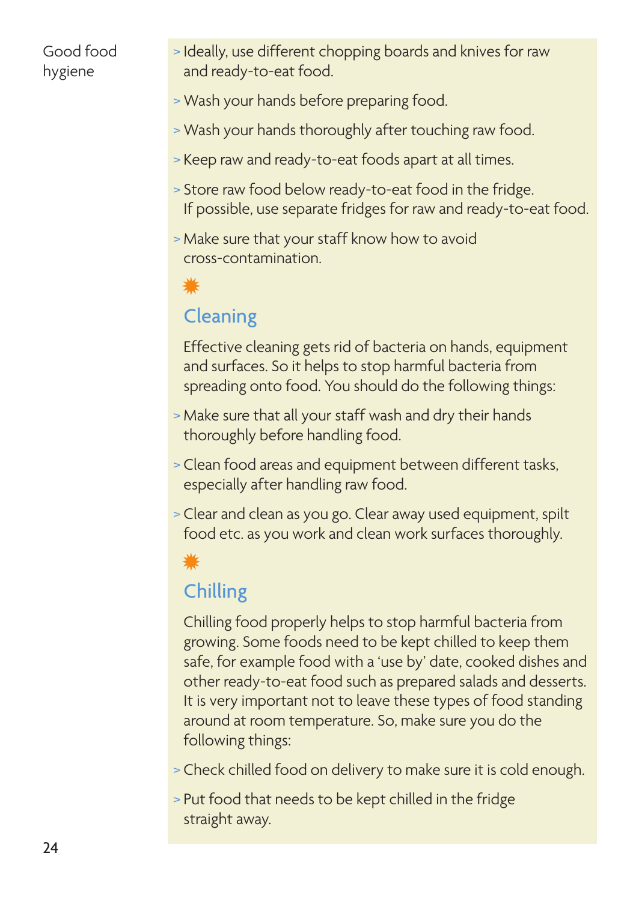Good food hygiene

- Ideally, use different chopping boards and knives for raw and ready-to-eat food.
- Wash your hands before preparing food.
- Wash your hands thoroughly after touching raw food.
- Keep raw and ready-to-eat foods apart at all times.
- Store raw food below ready-to-eat food in the fridge. If possible, use separate fridges for raw and ready-to-eat food.
- Make sure that your staff know how to avoid cross-contamination.

## Cleaning

Effective cleaning gets rid of bacteria on hands, equipment and surfaces. So it helps to stop harmful bacteria from spreading onto food. You should do the following things:

- Make sure that all your staff wash and dry their hands thoroughly before handling food.
- Clean food areas and equipment between different tasks, especially after handling raw food.
- Clear and clean as you go. Clear away used equipment, spilt food etc. as you work and clean work surfaces thoroughly.

## Chilling

Chilling food properly helps to stop harmful bacteria from growing. Some foods need to be kept chilled to keep them safe, for example food with a 'use by' date, cooked dishes and other ready-to-eat food such as prepared salads and desserts. It is very important not to leave these types of food standing around at room temperature. So, make sure you do the following things:

- Check chilled food on delivery to make sure it is cold enough.
- Put food that needs to be kept chilled in the fridge straight away.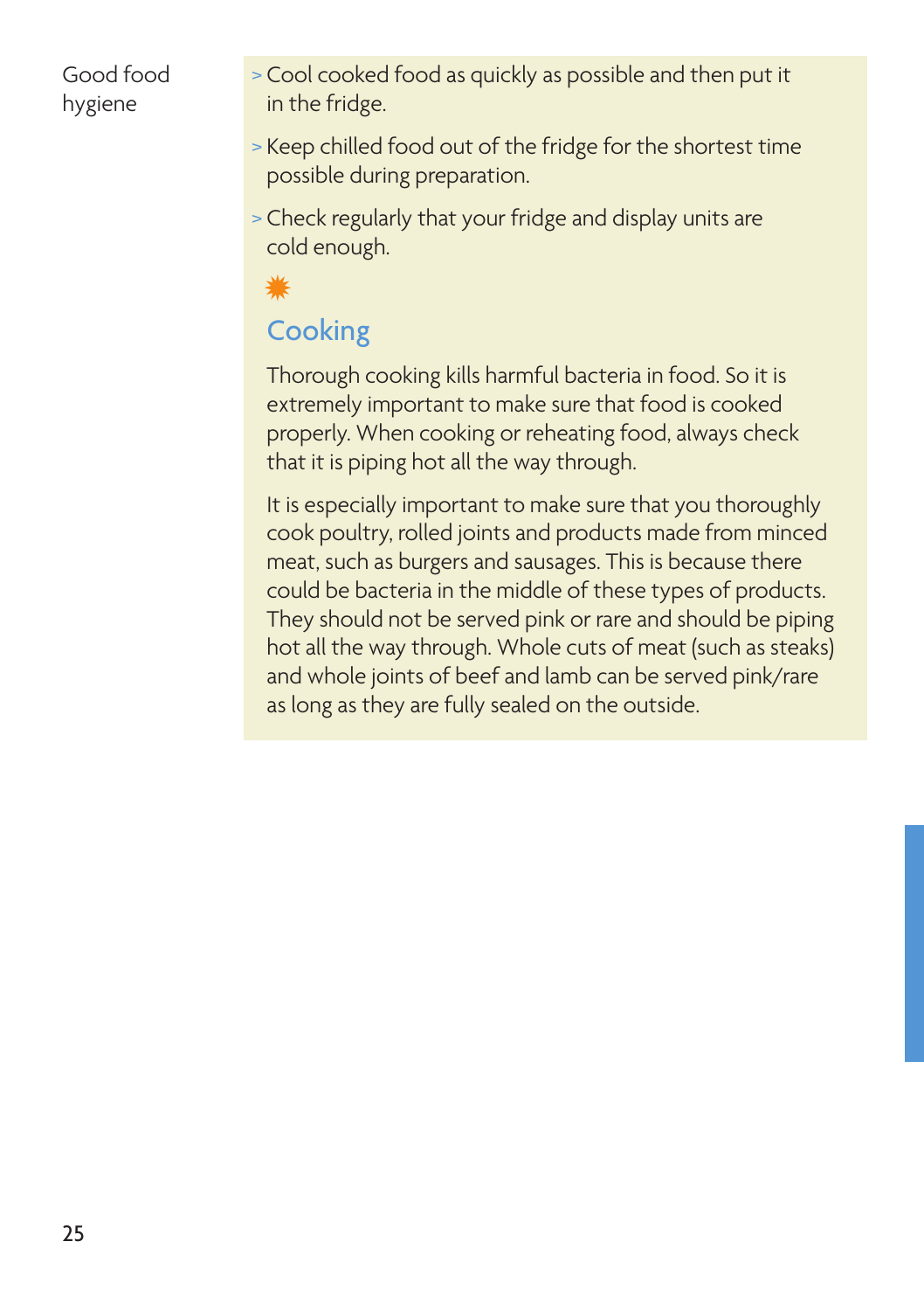Good food hygiene

- Cool cooked food as quickly as possible and then put it in the fridge.
- Keep chilled food out of the fridge for the shortest time possible during preparation.
- Check regularly that your fridge and display units are cold enough.

## Cooking

Thorough cooking kills harmful bacteria in food. So it is extremely important to make sure that food is cooked properly. When cooking or reheating food, always check that it is piping hot all the way through.

It is especially important to make sure that you thoroughly cook poultry, rolled joints and products made from minced meat, such as burgers and sausages. This is because there could be bacteria in the middle of these types of products. They should not be served pink or rare and should be piping hot all the way through. Whole cuts of meat (such as steaks) and whole joints of beef and lamb can be served pink/rare as long as they are fully sealed on the outside.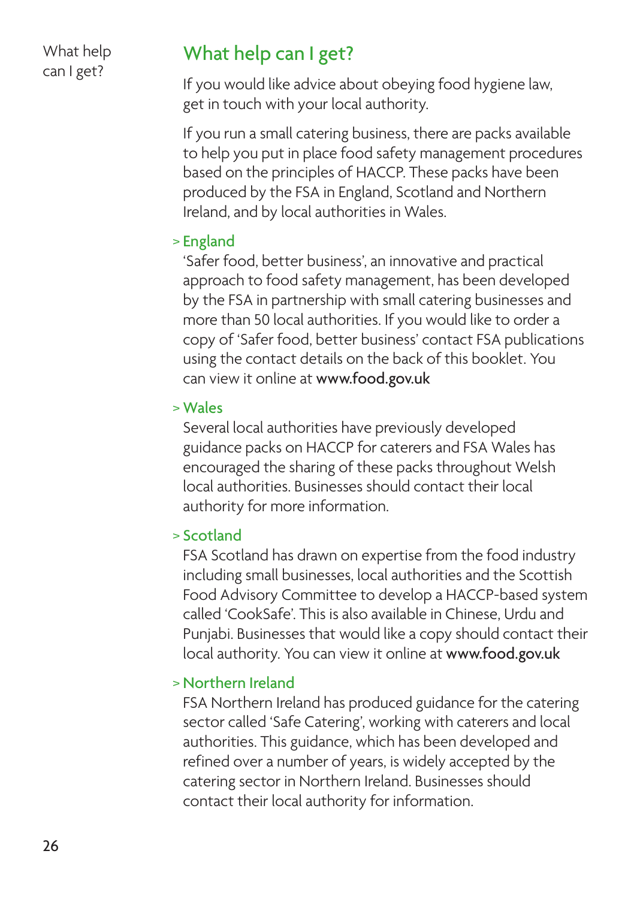## What help can I get?

If you would like advice about obeying food hygiene law, get in touch with your local authority.

If you run a small catering business, there are packs available to help you put in place food safety management procedures based on the principles of HACCP. These packs have been produced by the FSA in England, Scotland and Northern Ireland, and by local authorities in Wales.

### > England

'Safer food, better business', an innovative and practical approach to food safety management, has been developed by the FSA in partnership with small catering businesses and more than 50 local authorities. If you would like to order a copy of 'Safer food, better business' contact FSA publications using the contact details on the back of this booklet. You can view it online at **www.food.gov.uk**

### > Wales

Several local authorities have previously developed guidance packs on HACCP for caterers and FSA Wales has encouraged the sharing of these packs throughout Welsh local authorities. Businesses should contact their local authority for more information.

### > Scotland

FSA Scotland has drawn on expertise from the food industry including small businesses, local authorities and the Scottish Food Advisory Committee to develop a HACCP-based system called 'CookSafe'. This is also available in Chinese, Urdu and Punjabi. Businesses that would like a copy should contact their local authority. You can view it online at **www.food.gov.uk**

### > Northern Ireland

FSA Northern Ireland has produced guidance for the catering sector called 'Safe Catering', working with caterers and local authorities. This guidance, which has been developed and refined over a number of years, is widely accepted by the catering sector in Northern Ireland. Businesses should contact their local authority for information.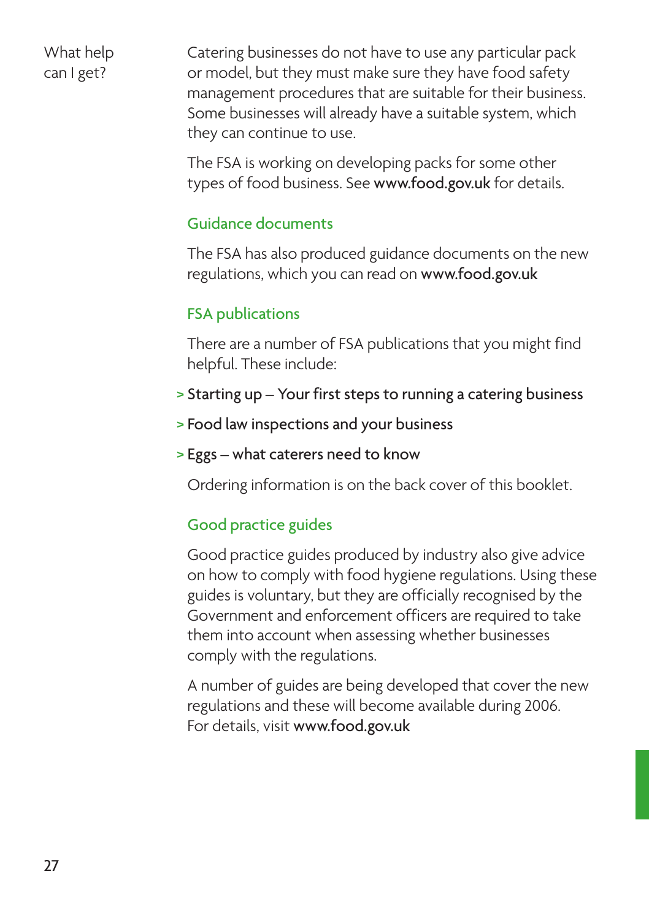## What help can I get?

Catering businesses do not have to use any particular pack or model, but they must make sure they have food safety management procedures that are suitable for their business. Some businesses will already have a suitable system, which they can continue to use.

The FSA is working on developing packs for some other types of food business. See **www.food.gov.uk** for details.

### Guidance documents

The FSA has also produced guidance documents on the new regulations, which you can read on **www.food.gov.uk**

### FSA publications

There are a number of FSA publications that you might find helpful. These include:

- Starting up – Your first steps to running a catering business
- Food law inspections and your business
- Eggs – what caterers need to know

Ordering information is on the back cover of this booklet.

### Good practice guides

Good practice guides produced by industry also give advice on how to comply with food hygiene regulations. Using these guides is voluntary, but they are officially recognised by the Government and enforcement officers are required to take them into account when assessing whether businesses comply with the regulations.

A number of guides are being developed that cover the new regulations and these will become available during 2006. For details, visit **www.food.gov.uk**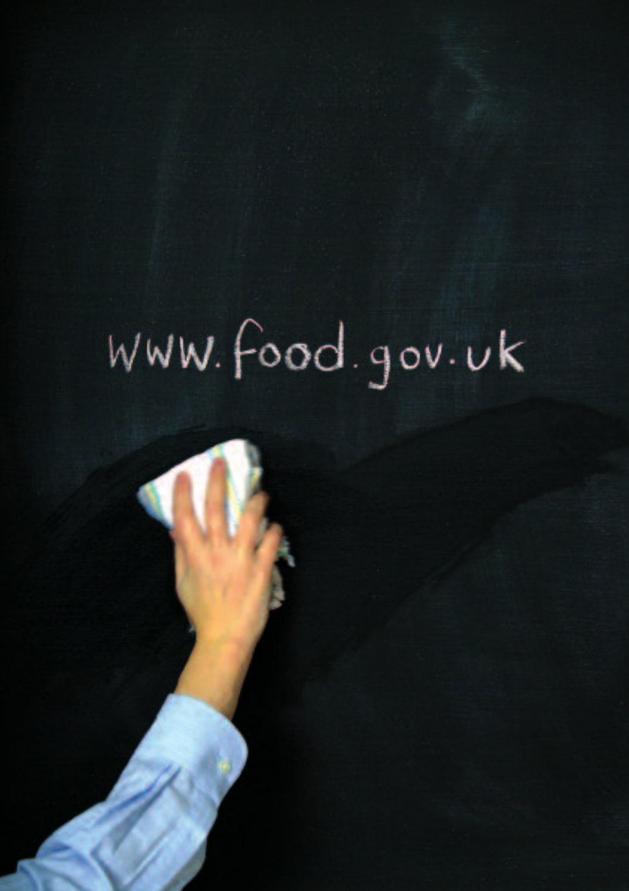www.food.gov.uk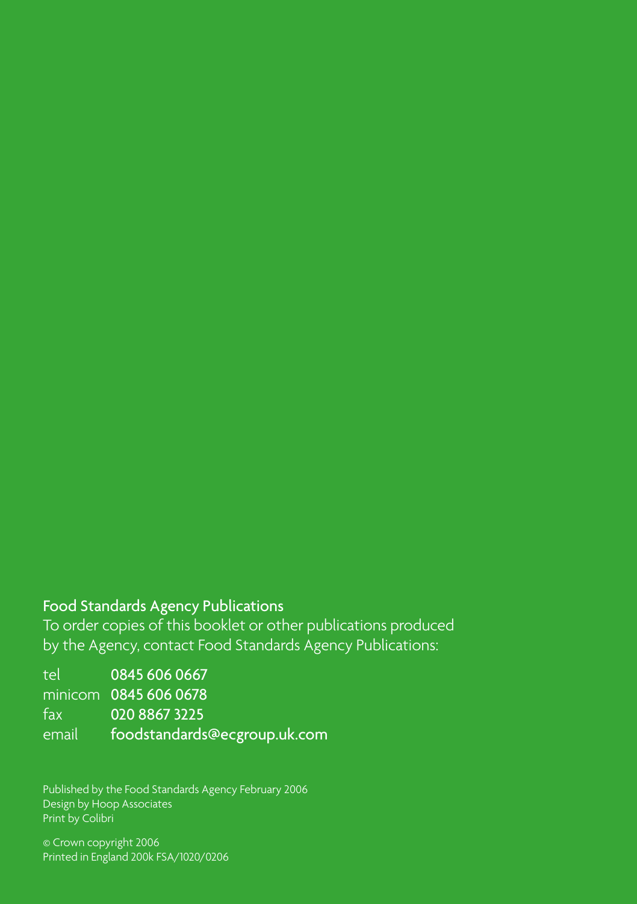## Food Standards Agency Publications

To order copies of this booklet or other publications produced by the Agency, contact Food Standards Agency Publications:

| | |
|---|---|
| tel | **0845 606 0667** |
| minicom | **0845 606 0678** |
| fax | **020 8867 3225** |
| email | **foodstandards@ecgroup.uk.com** |

Published by the Food Standards Agency February 2006
Design by Hoop Associates
Print by Colibri

© Crown copyright 2006
Printed in England 200k FSA/1020/0206